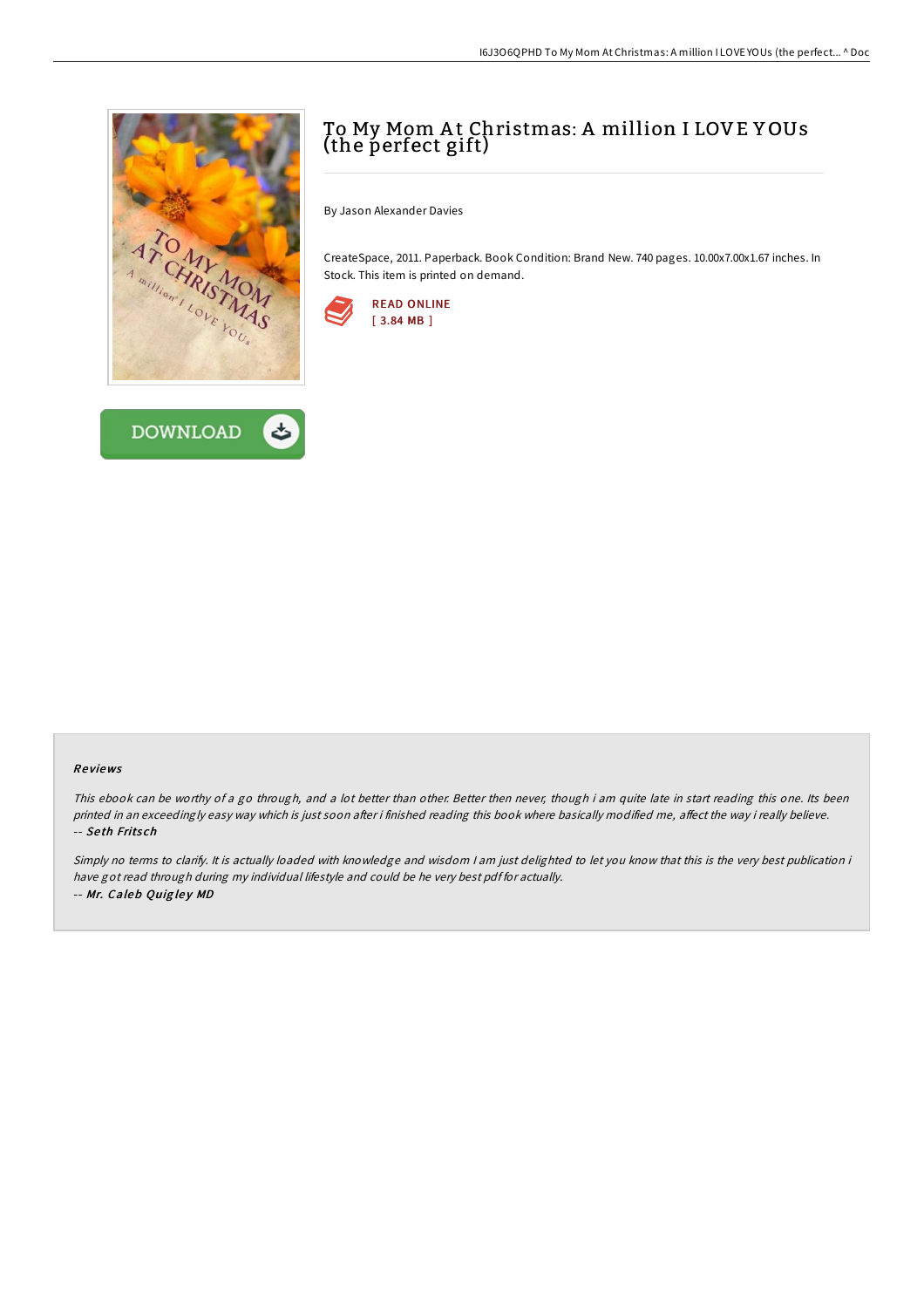# To My Mom At Christmas: A million I LOVE YOUs (the perfect gift)

By Jason Alexander Davies

CreateSpace, 2011. Paperback. Book Condition: Brand New. 740 pages. 10.00x7.00x1.67 inches. In Stock. This item is printed on demand.

READ ONLINE
[ 3.84 MB ]

DOWNLOAD

### Reviews

*This ebook can be worthy of a go through, and a lot better than other. Better then never, though i am quite late in start reading this one. Its been printed in an exceedingly easy way which is just soon after i finished reading this book where basically modified me, affect the way i really believe.*
*-- Seth Fritsch*

*Simply no terms to clarify. It is actually loaded with knowledge and wisdom I am just delighted to let you know that this is the very best publication i have got read through during my individual lifestyle and could be he very best pdf for actually.*
*-- Mr. Caleb Quigley MD*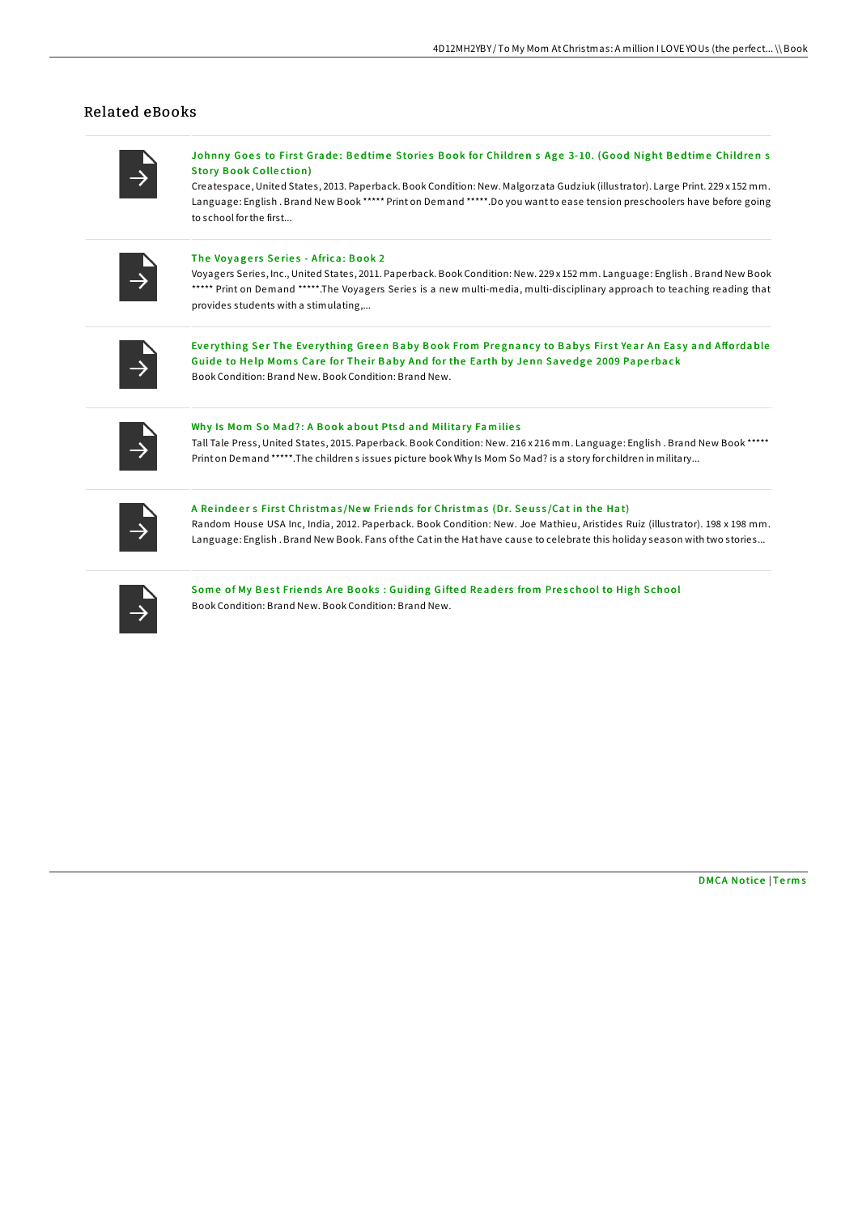## Related eBooks

**Johnny Goes to First Grade: Bedtime Stories Book for Children s Age 3-10. (Good Night Bedtime Children s Story Book Collection)**

Createspace, United States, 2013. Paperback. Book Condition: New. Malgorzata Gudziuk (illustrator). Large Print. 229 x 152 mm. Language: English . Brand New Book ***** Print on Demand *****.Do you want to ease tension preschoolers have before going to school for the first...

**The Voyagers Series - Africa: Book 2**

Voyagers Series, Inc., United States, 2011. Paperback. Book Condition: New. 229 x 152 mm. Language: English . Brand New Book ***** Print on Demand *****.The Voyagers Series is a new multi-media, multi-disciplinary approach to teaching reading that provides students with a stimulating,...

**Everything Ser The Everything Green Baby Book From Pregnancy to Babys First Year An Easy and Affordable Guide to Help Moms Care for Their Baby And for the Earth by Jenn Savedge 2009 Paperback**

Book Condition: Brand New. Book Condition: Brand New.

**Why Is Mom So Mad?: A Book about Ptsd and Military Families**

Tall Tale Press, United States, 2015. Paperback. Book Condition: New. 216 x 216 mm. Language: English . Brand New Book ***** Print on Demand *****.The children s issues picture book Why Is Mom So Mad? is a story for children in military...

**A Reindeer s First Christmas/New Friends for Christmas (Dr. Seuss/Cat in the Hat)**

Random House USA Inc, India, 2012. Paperback. Book Condition: New. Joe Mathieu, Aristides Ruiz (illustrator). 198 x 198 mm. Language: English . Brand New Book. Fans of the Cat in the Hat have cause to celebrate this holiday season with two stories...

**Some of My Best Friends Are Books : Guiding Gifted Readers from Preschool to High School**

Book Condition: Brand New. Book Condition: Brand New.

DMCA Notice | Terms